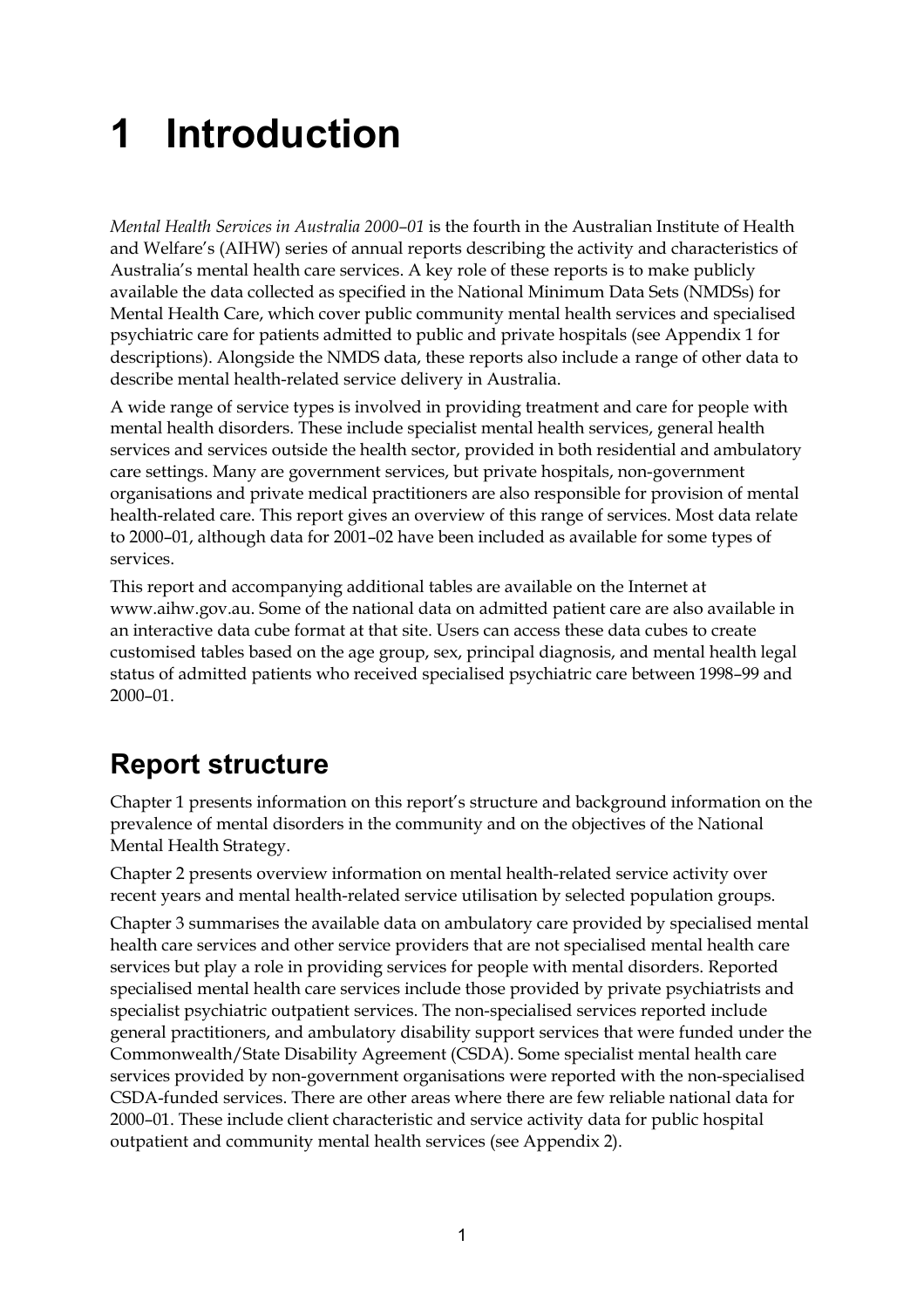# 1 Introduction

*Mental Health Services in Australia 2000–01* is the fourth in the Australian Institute of Health and Welfare's (AIHW) series of annual reports describing the activity and characteristics of Australia's mental health care services. A key role of these reports is to make publicly available the data collected as specified in the National Minimum Data Sets (NMDSs) for Mental Health Care, which cover public community mental health services and specialised psychiatric care for patients admitted to public and private hospitals (see Appendix 1 for descriptions). Alongside the NMDS data, these reports also include a range of other data to describe mental health-related service delivery in Australia.

A wide range of service types is involved in providing treatment and care for people with mental health disorders. These include specialist mental health services, general health services and services outside the health sector, provided in both residential and ambulatory care settings. Many are government services, but private hospitals, non-government organisations and private medical practitioners are also responsible for provision of mental health-related care. This report gives an overview of this range of services. Most data relate to 2000–01, although data for 2001–02 have been included as available for some types of services.

This report and accompanying additional tables are available on the Internet at www.aihw.gov.au. Some of the national data on admitted patient care are also available in an interactive data cube format at that site. Users can access these data cubes to create customised tables based on the age group, sex, principal diagnosis, and mental health legal status of admitted patients who received specialised psychiatric care between 1998–99 and 2000–01.

## Report structure

Chapter 1 presents information on this report's structure and background information on the prevalence of mental disorders in the community and on the objectives of the National Mental Health Strategy.

Chapter 2 presents overview information on mental health-related service activity over recent years and mental health-related service utilisation by selected population groups.

Chapter 3 summarises the available data on ambulatory care provided by specialised mental health care services and other service providers that are not specialised mental health care services but play a role in providing services for people with mental disorders. Reported specialised mental health care services include those provided by private psychiatrists and specialist psychiatric outpatient services. The non-specialised services reported include general practitioners, and ambulatory disability support services that were funded under the Commonwealth/State Disability Agreement (CSDA). Some specialist mental health care services provided by non-government organisations were reported with the non-specialised CSDA-funded services. There are other areas where there are few reliable national data for 2000–01. These include client characteristic and service activity data for public hospital outpatient and community mental health services (see Appendix 2).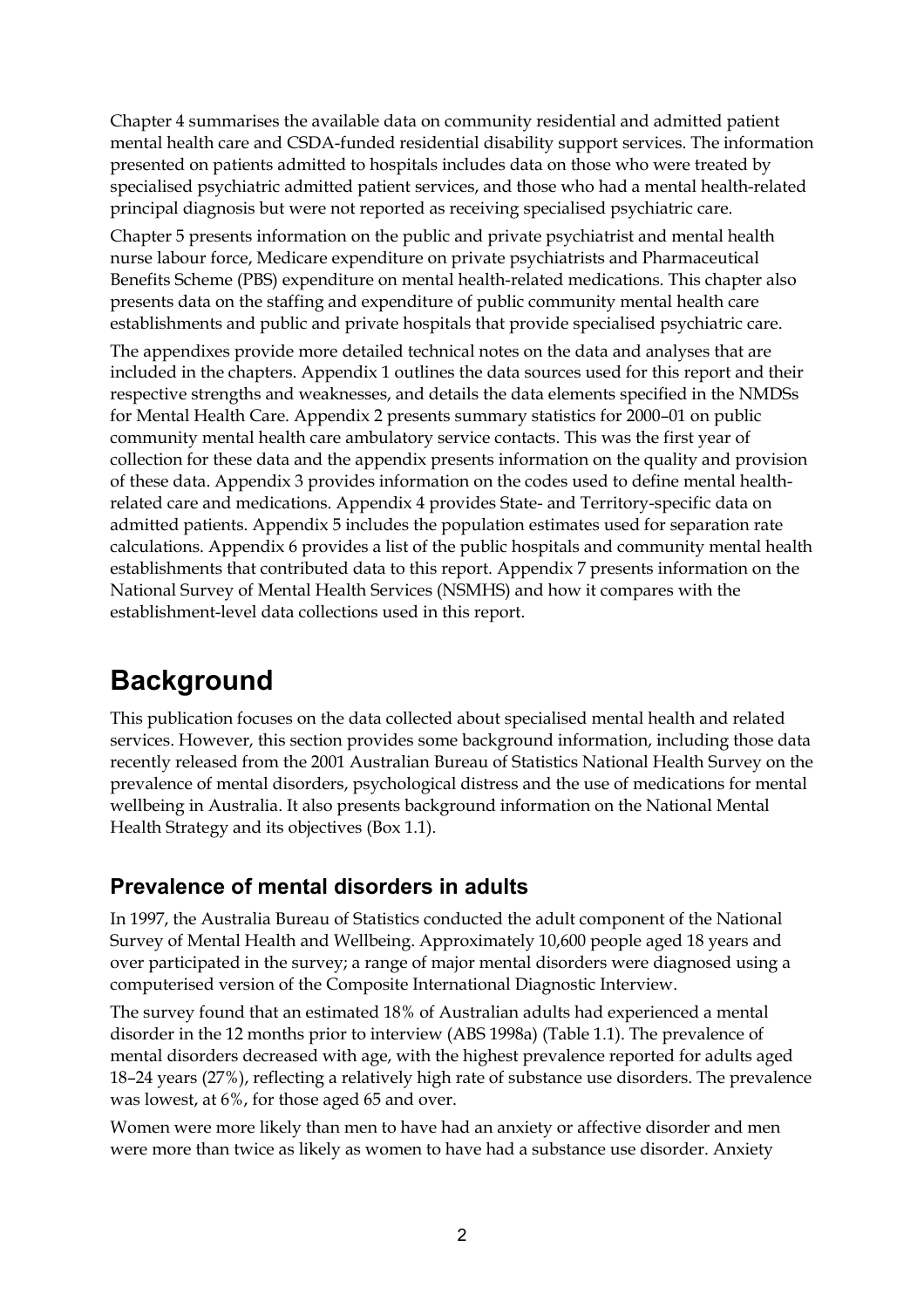Chapter 4 summarises the available data on community residential and admitted patient mental health care and CSDA-funded residential disability support services. The information presented on patients admitted to hospitals includes data on those who were treated by specialised psychiatric admitted patient services, and those who had a mental health-related principal diagnosis but were not reported as receiving specialised psychiatric care.

Chapter 5 presents information on the public and private psychiatrist and mental health nurse labour force, Medicare expenditure on private psychiatrists and Pharmaceutical Benefits Scheme (PBS) expenditure on mental health-related medications. This chapter also presents data on the staffing and expenditure of public community mental health care establishments and public and private hospitals that provide specialised psychiatric care.

The appendixes provide more detailed technical notes on the data and analyses that are included in the chapters. Appendix 1 outlines the data sources used for this report and their respective strengths and weaknesses, and details the data elements specified in the NMDSs for Mental Health Care. Appendix 2 presents summary statistics for 2000–01 on public community mental health care ambulatory service contacts. This was the first year of collection for these data and the appendix presents information on the quality and provision of these data. Appendix 3 provides information on the codes used to define mental health-related care and medications. Appendix 4 provides State- and Territory-specific data on admitted patients. Appendix 5 includes the population estimates used for separation rate calculations. Appendix 6 provides a list of the public hospitals and community mental health establishments that contributed data to this report. Appendix 7 presents information on the National Survey of Mental Health Services (NSMHS) and how it compares with the establishment-level data collections used in this report.

# Background

This publication focuses on the data collected about specialised mental health and related services. However, this section provides some background information, including those data recently released from the 2001 Australian Bureau of Statistics National Health Survey on the prevalence of mental disorders, psychological distress and the use of medications for mental wellbeing in Australia. It also presents background information on the National Mental Health Strategy and its objectives (Box 1.1).

## Prevalence of mental disorders in adults

In 1997, the Australia Bureau of Statistics conducted the adult component of the National Survey of Mental Health and Wellbeing. Approximately 10,600 people aged 18 years and over participated in the survey; a range of major mental disorders were diagnosed using a computerised version of the Composite International Diagnostic Interview.

The survey found that an estimated 18% of Australian adults had experienced a mental disorder in the 12 months prior to interview (ABS 1998a) (Table 1.1). The prevalence of mental disorders decreased with age, with the highest prevalence reported for adults aged 18–24 years (27%), reflecting a relatively high rate of substance use disorders. The prevalence was lowest, at 6%, for those aged 65 and over.

Women were more likely than men to have had an anxiety or affective disorder and men were more than twice as likely as women to have had a substance use disorder. Anxiety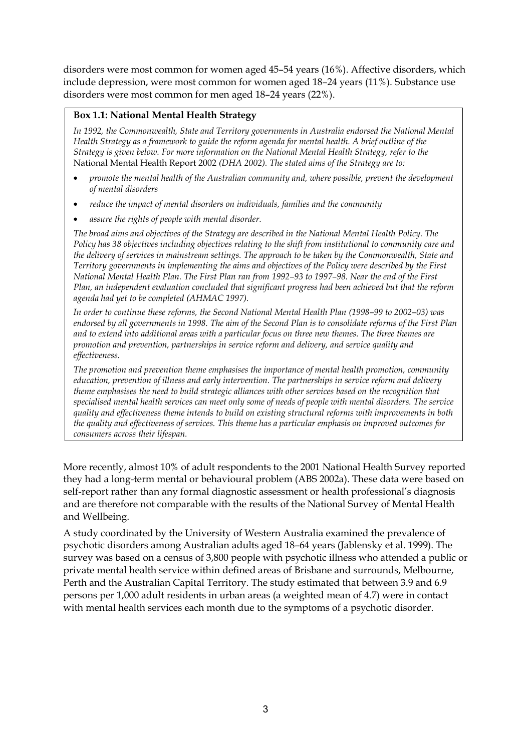disorders were most common for women aged 45–54 years (16%). Affective disorders, which include depression, were most common for women aged 18–24 years (11%). Substance use disorders were most common for men aged 18–24 years (22%).

> **Box 1.1: National Mental Health Strategy**
>
> *In 1992, the Commonwealth, State and Territory governments in Australia endorsed the National Mental Health Strategy as a framework to guide the reform agenda for mental health. A brief outline of the Strategy is given below. For more information on the National Mental Health Strategy, refer to the* National Mental Health Report 2002 *(DHA 2002). The stated aims of the Strategy are to:*
>
> - *promote the mental health of the Australian community and, where possible, prevent the development of mental disorders*
> - *reduce the impact of mental disorders on individuals, families and the community*
> - *assure the rights of people with mental disorder.*
>
> *The broad aims and objectives of the Strategy are described in the National Mental Health Policy. The Policy has 38 objectives including objectives relating to the shift from institutional to community care and the delivery of services in mainstream settings. The approach to be taken by the Commonwealth, State and Territory governments in implementing the aims and objectives of the Policy were described by the First National Mental Health Plan. The First Plan ran from 1992–93 to 1997–98. Near the end of the First Plan, an independent evaluation concluded that significant progress had been achieved but that the reform agenda had yet to be completed (AHMAC 1997).*
>
> *In order to continue these reforms, the Second National Mental Health Plan (1998–99 to 2002–03) was endorsed by all governments in 1998. The aim of the Second Plan is to consolidate reforms of the First Plan and to extend into additional areas with a particular focus on three new themes. The three themes are promotion and prevention, partnerships in service reform and delivery, and service quality and effectiveness.*
>
> *The promotion and prevention theme emphasises the importance of mental health promotion, community education, prevention of illness and early intervention. The partnerships in service reform and delivery theme emphasises the need to build strategic alliances with other services based on the recognition that specialised mental health services can meet only some of needs of people with mental disorders. The service quality and effectiveness theme intends to build on existing structural reforms with improvements in both the quality and effectiveness of services. This theme has a particular emphasis on improved outcomes for consumers across their lifespan.*

More recently, almost 10% of adult respondents to the 2001 National Health Survey reported they had a long-term mental or behavioural problem (ABS 2002a). These data were based on self-report rather than any formal diagnostic assessment or health professional's diagnosis and are therefore not comparable with the results of the National Survey of Mental Health and Wellbeing.

A study coordinated by the University of Western Australia examined the prevalence of psychotic disorders among Australian adults aged 18–64 years (Jablensky et al. 1999). The survey was based on a census of 3,800 people with psychotic illness who attended a public or private mental health service within defined areas of Brisbane and surrounds, Melbourne, Perth and the Australian Capital Territory. The study estimated that between 3.9 and 6.9 persons per 1,000 adult residents in urban areas (a weighted mean of 4.7) were in contact with mental health services each month due to the symptoms of a psychotic disorder.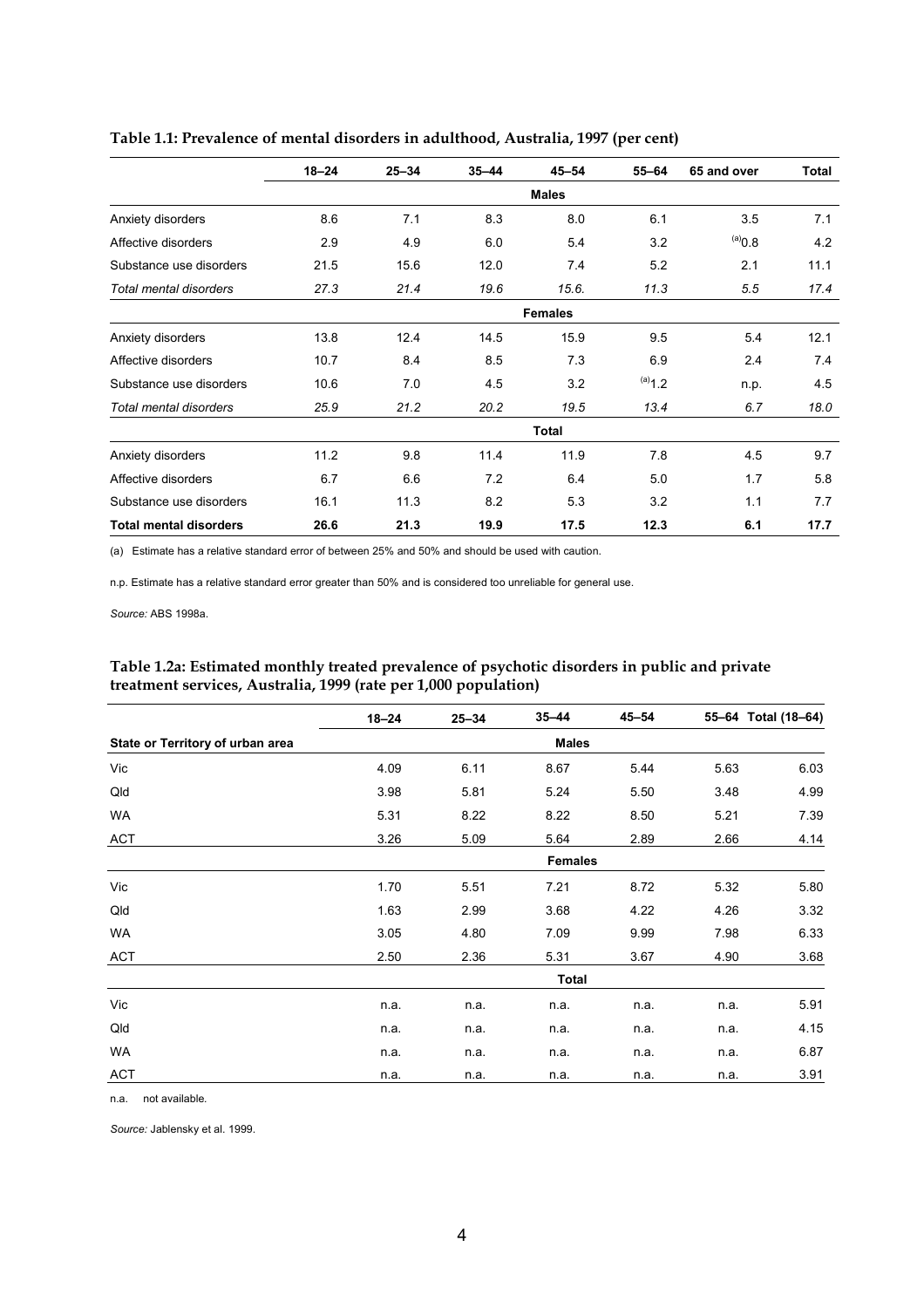**Table 1.1: Prevalence of mental disorders in adulthood, Australia, 1997 (per cent)**

| | 18–24 | 25–34 | 35–44 | 45–54 | 55–64 | 65 and over | Total |
|---|---|---|---|---|---|---|---|
| | | | | **Males** | | | |
| Anxiety disorders | 8.6 | 7.1 | 8.3 | 8.0 | 6.1 | 3.5 | 7.1 |
| Affective disorders | 2.9 | 4.9 | 6.0 | 5.4 | 3.2 | [(a)]0.8 | 4.2 |
| Substance use disorders | 21.5 | 15.6 | 12.0 | 7.4 | 5.2 | 2.1 | 11.1 |
| *Total mental disorders* | *27.3* | *21.4* | *19.6* | *15.6.* | *11.3* | *5.5* | *17.4* |
| | | | | **Females** | | | |
| Anxiety disorders | 13.8 | 12.4 | 14.5 | 15.9 | 9.5 | 5.4 | 12.1 |
| Affective disorders | 10.7 | 8.4 | 8.5 | 7.3 | 6.9 | 2.4 | 7.4 |
| Substance use disorders | 10.6 | 7.0 | 4.5 | 3.2 | [(a)]1.2 | n.p. | 4.5 |
| *Total mental disorders* | *25.9* | *21.2* | *20.2* | *19.5* | *13.4* | *6.7* | *18.0* |
| | | | | **Total** | | | |
| Anxiety disorders | 11.2 | 9.8 | 11.4 | 11.9 | 7.8 | 4.5 | 9.7 |
| Affective disorders | 6.7 | 6.6 | 7.2 | 6.4 | 5.0 | 1.7 | 5.8 |
| Substance use disorders | 16.1 | 11.3 | 8.2 | 5.3 | 3.2 | 1.1 | 7.7 |
| **Total mental disorders** | **26.6** | **21.3** | **19.9** | **17.5** | **12.3** | **6.1** | **17.7** |

(a) Estimate has a relative standard error of between 25% and 50% and should be used with caution.

n.p. Estimate has a relative standard error greater than 50% and is considered too unreliable for general use.

*Source:* ABS 1998a.

**Table 1.2a: Estimated monthly treated prevalence of psychotic disorders in public and private treatment services, Australia, 1999 (rate per 1,000 population)**

| | 18–24 | 25–34 | 35–44 | 45–54 | 55–64 | Total (18–64) |
|---|---|---|---|---|---|---|
| **State or Territory of urban area** | | | **Males** | | | |
| Vic | 4.09 | 6.11 | 8.67 | 5.44 | 5.63 | 6.03 |
| Qld | 3.98 | 5.81 | 5.24 | 5.50 | 3.48 | 4.99 |
| WA | 5.31 | 8.22 | 8.22 | 8.50 | 5.21 | 7.39 |
| ACT | 3.26 | 5.09 | 5.64 | 2.89 | 2.66 | 4.14 |
| | | | **Females** | | | |
| Vic | 1.70 | 5.51 | 7.21 | 8.72 | 5.32 | 5.80 |
| Qld | 1.63 | 2.99 | 3.68 | 4.22 | 4.26 | 3.32 |
| WA | 3.05 | 4.80 | 7.09 | 9.99 | 7.98 | 6.33 |
| ACT | 2.50 | 2.36 | 5.31 | 3.67 | 4.90 | 3.68 |
| | | | **Total** | | | |
| Vic | n.a. | n.a. | n.a. | n.a. | n.a. | 5.91 |
| Qld | n.a. | n.a. | n.a. | n.a. | n.a. | 4.15 |
| WA | n.a. | n.a. | n.a. | n.a. | n.a. | 6.87 |
| ACT | n.a. | n.a. | n.a. | n.a. | n.a. | 3.91 |

n.a. not available.

*Source:* Jablensky et al. 1999.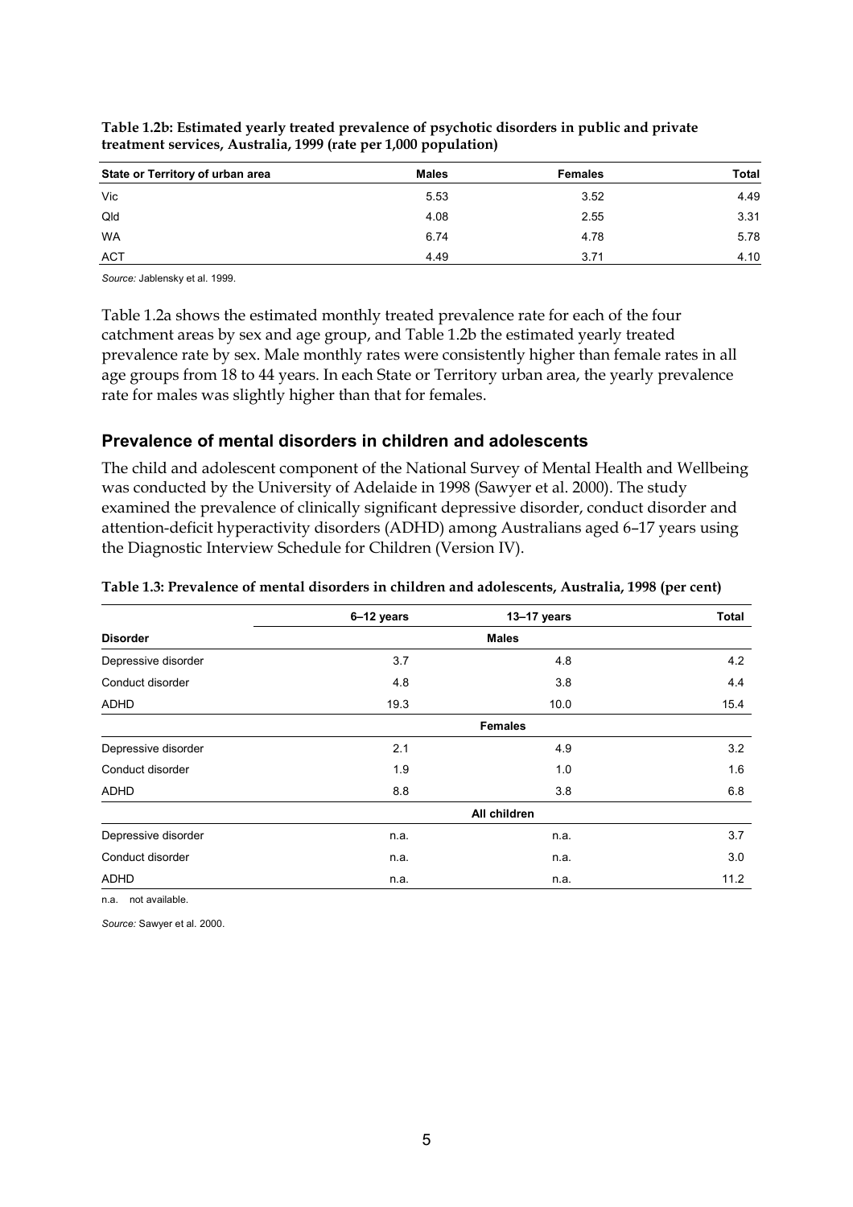**Table 1.2b: Estimated yearly treated prevalence of psychotic disorders in public and private treatment services, Australia, 1999 (rate per 1,000 population)**

| State or Territory of urban area | Males | Females | Total |
|---|---|---|---|
| Vic | 5.53 | 3.52 | 4.49 |
| Qld | 4.08 | 2.55 | 3.31 |
| WA | 6.74 | 4.78 | 5.78 |
| ACT | 4.49 | 3.71 | 4.10 |

*Source:* Jablensky et al. 1999.

Table 1.2a shows the estimated monthly treated prevalence rate for each of the four catchment areas by sex and age group, and Table 1.2b the estimated yearly treated prevalence rate by sex. Male monthly rates were consistently higher than female rates in all age groups from 18 to 44 years. In each State or Territory urban area, the yearly prevalence rate for males was slightly higher than that for females.

## Prevalence of mental disorders in children and adolescents

The child and adolescent component of the National Survey of Mental Health and Wellbeing was conducted by the University of Adelaide in 1998 (Sawyer et al. 2000). The study examined the prevalence of clinically significant depressive disorder, conduct disorder and attention-deficit hyperactivity disorders (ADHD) among Australians aged 6–17 years using the Diagnostic Interview Schedule for Children (Version IV).

**Table 1.3: Prevalence of mental disorders in children and adolescents, Australia, 1998 (per cent)**

| | 6–12 years | 13–17 years | Total |
|---|---|---|---|
| **Disorder** | | **Males** | |
| Depressive disorder | 3.7 | 4.8 | 4.2 |
| Conduct disorder | 4.8 | 3.8 | 4.4 |
| ADHD | 19.3 | 10.0 | 15.4 |
| | | **Females** | |
| Depressive disorder | 2.1 | 4.9 | 3.2 |
| Conduct disorder | 1.9 | 1.0 | 1.6 |
| ADHD | 8.8 | 3.8 | 6.8 |
| | | **All children** | |
| Depressive disorder | n.a. | n.a. | 3.7 |
| Conduct disorder | n.a. | n.a. | 3.0 |
| ADHD | n.a. | n.a. | 11.2 |

n.a. not available.

*Source:* Sawyer et al. 2000.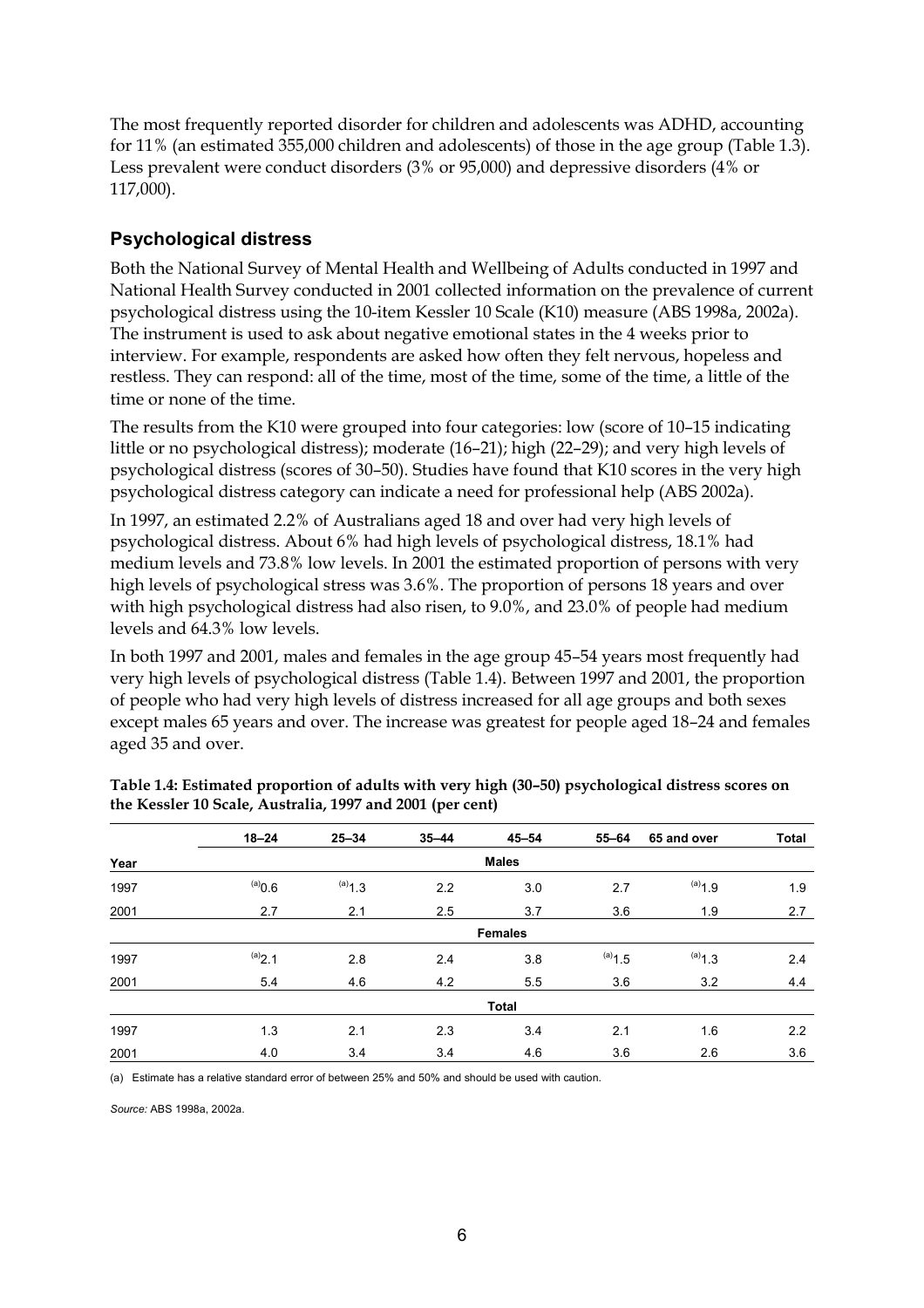The most frequently reported disorder for children and adolescents was ADHD, accounting for 11% (an estimated 355,000 children and adolescents) of those in the age group (Table 1.3). Less prevalent were conduct disorders (3% or 95,000) and depressive disorders (4% or 117,000).

### Psychological distress

Both the National Survey of Mental Health and Wellbeing of Adults conducted in 1997 and National Health Survey conducted in 2001 collected information on the prevalence of current psychological distress using the 10-item Kessler 10 Scale (K10) measure (ABS 1998a, 2002a). The instrument is used to ask about negative emotional states in the 4 weeks prior to interview. For example, respondents are asked how often they felt nervous, hopeless and restless. They can respond: all of the time, most of the time, some of the time, a little of the time or none of the time.

The results from the K10 were grouped into four categories: low (score of 10–15 indicating little or no psychological distress); moderate (16–21); high (22–29); and very high levels of psychological distress (scores of 30–50). Studies have found that K10 scores in the very high psychological distress category can indicate a need for professional help (ABS 2002a).

In 1997, an estimated 2.2% of Australians aged 18 and over had very high levels of psychological distress. About 6% had high levels of psychological distress, 18.1% had medium levels and 73.8% low levels. In 2001 the estimated proportion of persons with very high levels of psychological stress was 3.6%. The proportion of persons 18 years and over with high psychological distress had also risen, to 9.0%, and 23.0% of people had medium levels and 64.3% low levels.

In both 1997 and 2001, males and females in the age group 45–54 years most frequently had very high levels of psychological distress (Table 1.4). Between 1997 and 2001, the proportion of people who had very high levels of distress increased for all age groups and both sexes except males 65 years and over. The increase was greatest for people aged 18–24 and females aged 35 and over.

**Table 1.4: Estimated proportion of adults with very high (30–50) psychological distress scores on the Kessler 10 Scale, Australia, 1997 and 2001 (per cent)**

| Year | 18–24 | 25–34 | 35–44 | 45–54 | 55–64 | 65 and over | Total |
|---|---|---|---|---|---|---|---|
| | | | | **Males** | | | |
| 1997 | [(a)]0.6 | [(a)]1.3 | 2.2 | 3.0 | 2.7 | [(a)]1.9 | 1.9 |
| 2001 | 2.7 | 2.1 | 2.5 | 3.7 | 3.6 | 1.9 | 2.7 |
| | | | | **Females** | | | |
| 1997 | [(a)]2.1 | 2.8 | 2.4 | 3.8 | [(a)]1.5 | [(a)]1.3 | 2.4 |
| 2001 | 5.4 | 4.6 | 4.2 | 5.5 | 3.6 | 3.2 | 4.4 |
| | | | | **Total** | | | |
| 1997 | 1.3 | 2.1 | 2.3 | 3.4 | 2.1 | 1.6 | 2.2 |
| 2001 | 4.0 | 3.4 | 3.4 | 4.6 | 3.6 | 2.6 | 3.6 |

(a) Estimate has a relative standard error of between 25% and 50% and should be used with caution.

*Source:* ABS 1998a, 2002a.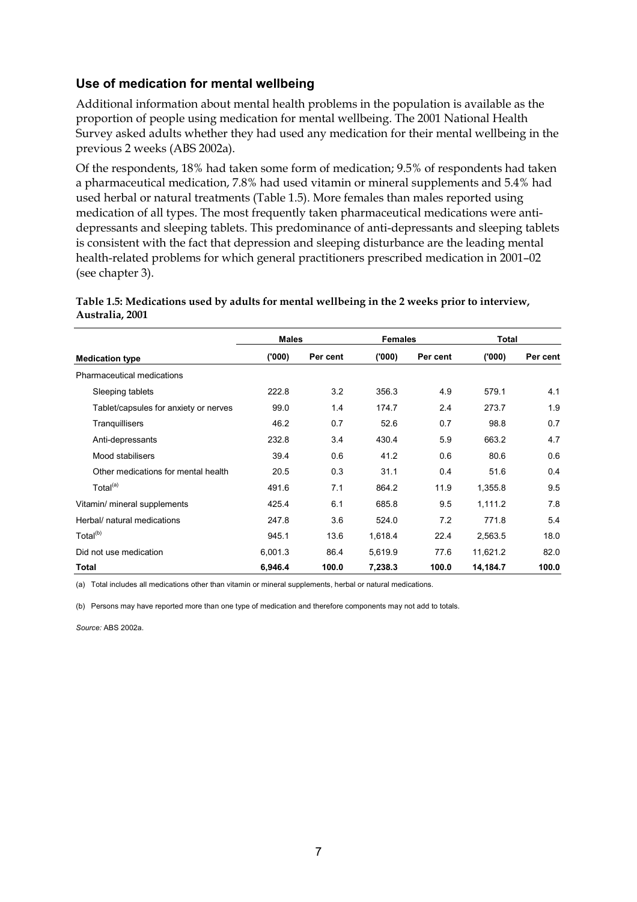## Use of medication for mental wellbeing

Additional information about mental health problems in the population is available as the proportion of people using medication for mental wellbeing. The 2001 National Health Survey asked adults whether they had used any medication for their mental wellbeing in the previous 2 weeks (ABS 2002a).

Of the respondents, 18% had taken some form of medication; 9.5% of respondents had taken a pharmaceutical medication, 7.8% had used vitamin or mineral supplements and 5.4% had used herbal or natural treatments (Table 1.5). More females than males reported using medication of all types. The most frequently taken pharmaceutical medications were anti-depressants and sleeping tablets. This predominance of anti-depressants and sleeping tablets is consistent with the fact that depression and sleeping disturbance are the leading mental health-related problems for which general practitioners prescribed medication in 2001–02 (see chapter 3).

**Table 1.5: Medications used by adults for mental wellbeing in the 2 weeks prior to interview, Australia, 2001**

| | Males | | Females | | Total | |
|---|---|---|---|---|---|---|
| **Medication type** | **('000)** | **Per cent** | **('000)** | **Per cent** | **('000)** | **Per cent** |
| Pharmaceutical medications | | | | | | |
| Sleeping tablets | 222.8 | 3.2 | 356.3 | 4.9 | 579.1 | 4.1 |
| Tablet/capsules for anxiety or nerves | 99.0 | 1.4 | 174.7 | 2.4 | 273.7 | 1.9 |
| Tranquillisers | 46.2 | 0.7 | 52.6 | 0.7 | 98.8 | 0.7 |
| Anti-depressants | 232.8 | 3.4 | 430.4 | 5.9 | 663.2 | 4.7 |
| Mood stabilisers | 39.4 | 0.6 | 41.2 | 0.6 | 80.6 | 0.6 |
| Other medications for mental health | 20.5 | 0.3 | 31.1 | 0.4 | 51.6 | 0.4 |
| Total[(a)] | 491.6 | 7.1 | 864.2 | 11.9 | 1,355.8 | 9.5 |
| Vitamin/ mineral supplements | 425.4 | 6.1 | 685.8 | 9.5 | 1,111.2 | 7.8 |
| Herbal/ natural medications | 247.8 | 3.6 | 524.0 | 7.2 | 771.8 | 5.4 |
| Total[(b)] | 945.1 | 13.6 | 1,618.4 | 22.4 | 2,563.5 | 18.0 |
| Did not use medication | 6,001.3 | 86.4 | 5,619.9 | 77.6 | 11,621.2 | 82.0 |
| **Total** | **6,946.4** | **100.0** | **7,238.3** | **100.0** | **14,184.7** | **100.0** |

(a) Total includes all medications other than vitamin or mineral supplements, herbal or natural medications.

(b) Persons may have reported more than one type of medication and therefore components may not add to totals.

*Source:* ABS 2002a.